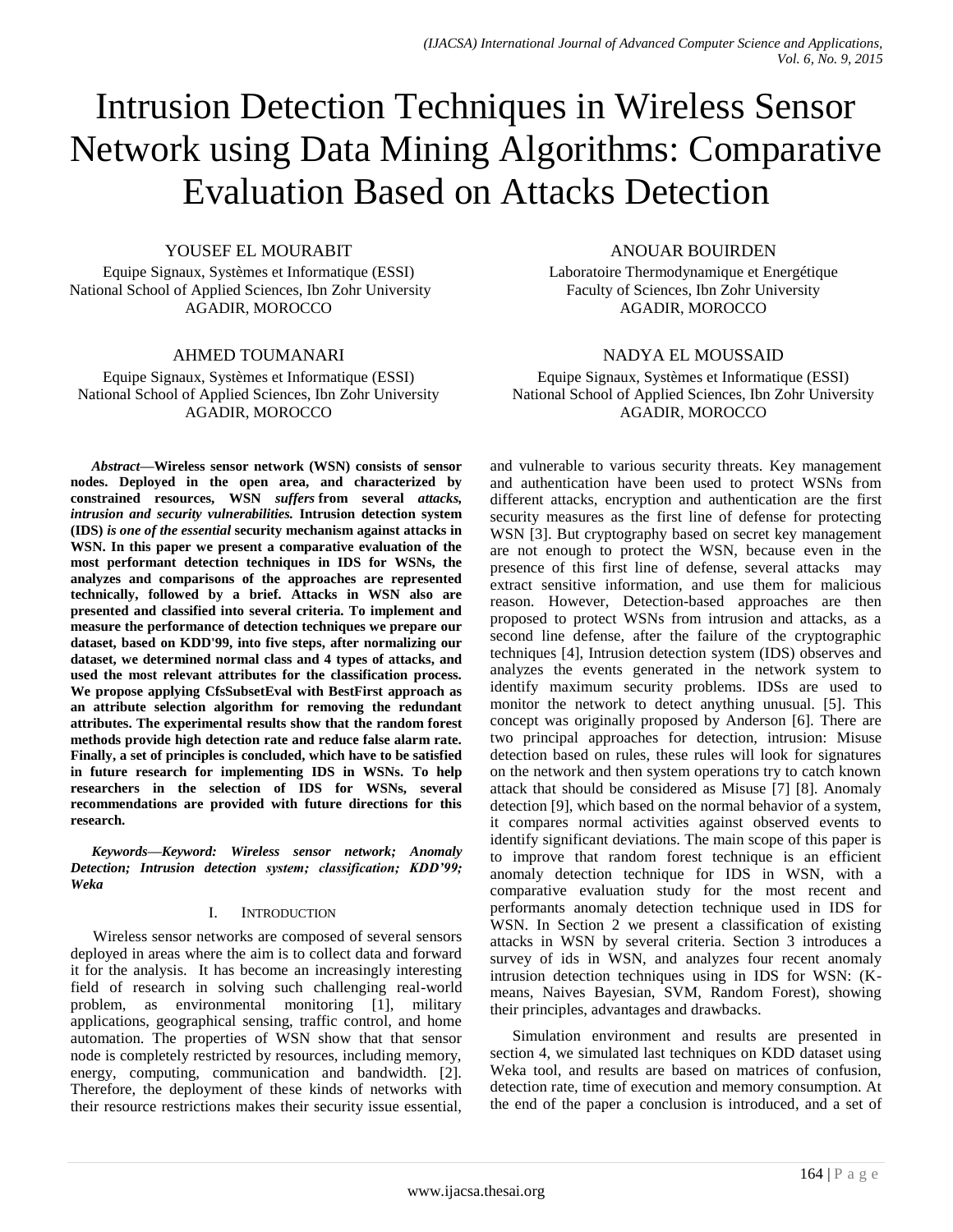# Intrusion Detection Techniques in Wireless Sensor Network using Data Mining Algorithms: Comparative Evaluation Based on Attacks Detection

YOUSEF EL MOURABIT
Equipe Signaux, Systèmes et Informatique (ESSI)
National School of Applied Sciences, Ibn Zohr University
AGADIR, MOROCCO

ANOUAR BOUIRDEN
Laboratoire Thermodynamique et Energétique
Faculty of Sciences, Ibn Zohr University
AGADIR, MOROCCO

AHMED TOUMANARI
Equipe Signaux, Systèmes et Informatique (ESSI)
National School of Applied Sciences, Ibn Zohr University
AGADIR, MOROCCO

NADYA EL MOUSSAID
Equipe Signaux, Systèmes et Informatique (ESSI)
National School of Applied Sciences, Ibn Zohr University
AGADIR, MOROCCO

***Abstract*—Wireless sensor network (WSN) consists of sensor nodes. Deployed in the open area, and characterized by constrained resources, WSN *suffers* from several *attacks, intrusion and security vulnerabilities.* Intrusion detection system (IDS) *is one of the essential* security mechanism against attacks in WSN. In this paper we present a comparative evaluation of the most performant detection techniques in IDS for WSNs, the analyzes and comparisons of the approaches are represented technically, followed by a brief. Attacks in WSN also are presented and classified into several criteria. To implement and measure the performance of detection techniques we prepare our dataset, based on KDD'99, into five steps, after normalizing our dataset, we determined normal class and 4 types of attacks, and used the most relevant attributes for the classification process. We propose applying CfsSubsetEval with BestFirst approach as an attribute selection algorithm for removing the redundant attributes. The experimental results show that the random forest methods provide high detection rate and reduce false alarm rate. Finally, a set of principles is concluded, which have to be satisfied in future research for implementing IDS in WSNs. To help researchers in the selection of IDS for WSNs, several recommendations are provided with future directions for this research.**

***Keywords*—*Keyword: Wireless sensor network; Anomaly Detection; Intrusion detection system; classification; KDD'99; Weka***

## I. Introduction

Wireless sensor networks are composed of several sensors deployed in areas where the aim is to collect data and forward it for the analysis. It has become an increasingly interesting field of research in solving such challenging real-world problem, as environmental monitoring [1], military applications, geographical sensing, traffic control, and home automation. The properties of WSN show that that sensor node is completely restricted by resources, including memory, energy, computing, communication and bandwidth. [2]. Therefore, the deployment of these kinds of networks with their resource restrictions makes their security issue essential, and vulnerable to various security threats. Key management and authentication have been used to protect WSNs from different attacks, encryption and authentication are the first security measures as the first line of defense for protecting WSN [3]. But cryptography based on secret key management are not enough to protect the WSN, because even in the presence of this first line of defense, several attacks may extract sensitive information, and use them for malicious reason. However, Detection-based approaches are then proposed to protect WSNs from intrusion and attacks, as a second line defense, after the failure of the cryptographic techniques [4], Intrusion detection system (IDS) observes and analyzes the events generated in the network system to identify maximum security problems. IDSs are used to monitor the network to detect anything unusual. [5]. This concept was originally proposed by Anderson [6]. There are two principal approaches for detection, intrusion: Misuse detection based on rules, these rules will look for signatures on the network and then system operations try to catch known attack that should be considered as Misuse [7] [8]. Anomaly detection [9], which based on the normal behavior of a system, it compares normal activities against observed events to identify significant deviations. The main scope of this paper is to improve that random forest technique is an efficient anomaly detection technique for IDS in WSN, with a comparative evaluation study for the most recent and performants anomaly detection technique used in IDS for WSN. In Section 2 we present a classification of existing attacks in WSN by several criteria. Section 3 introduces a survey of ids in WSN, and analyzes four recent anomaly intrusion detection techniques using in IDS for WSN: (K-means, Naives Bayesian, SVM, Random Forest), showing their principles, advantages and drawbacks.

Simulation environment and results are presented in section 4, we simulated last techniques on KDD dataset using Weka tool, and results are based on matrices of confusion, detection rate, time of execution and memory consumption. At the end of the paper a conclusion is introduced, and a set of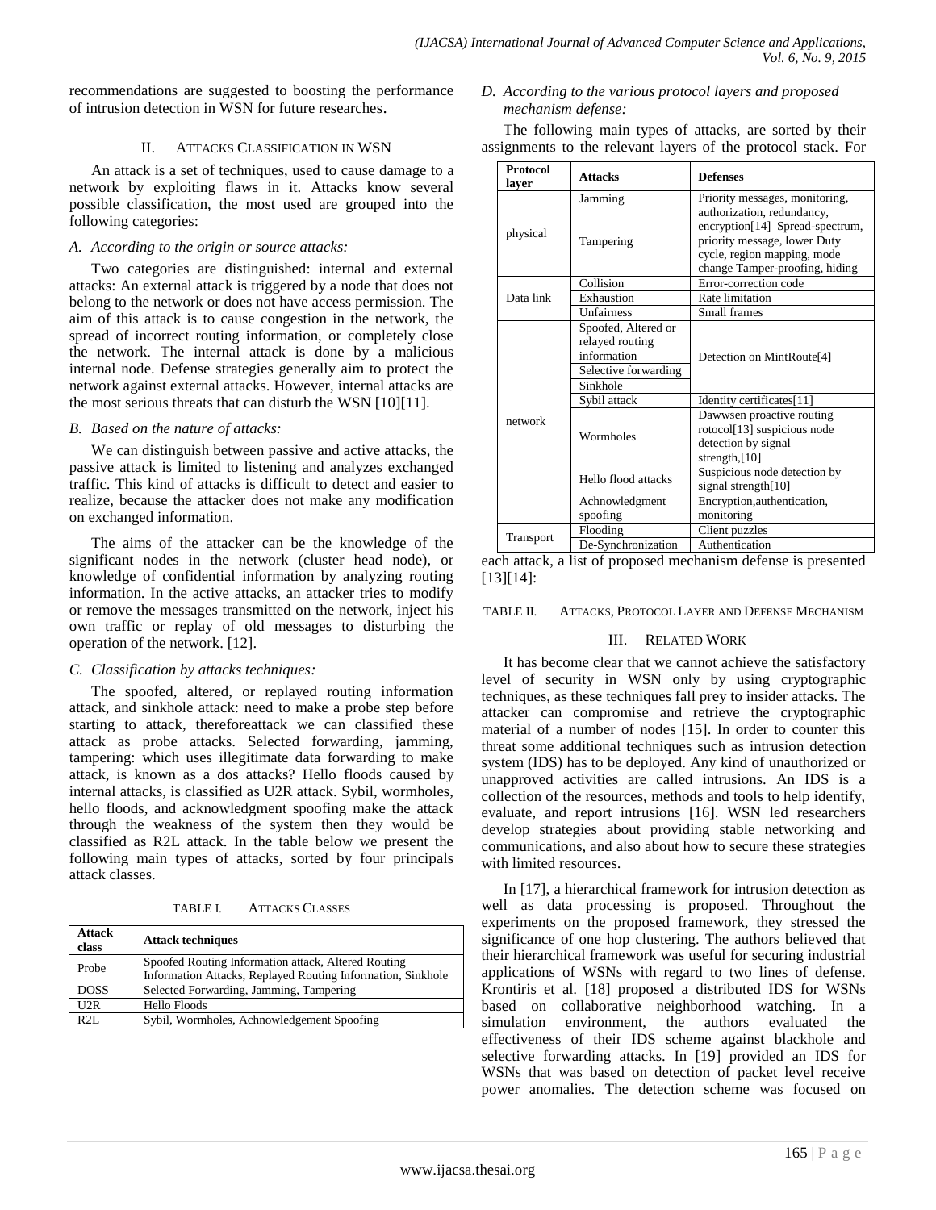recommendations are suggested to boosting the performance of intrusion detection in WSN for future researches.

## II. Attacks Classification in WSN

An attack is a set of techniques, used to cause damage to a network by exploiting flaws in it. Attacks know several possible classification, the most used are grouped into the following categories:

### *A. According to the origin or source attacks:*

Two categories are distinguished: internal and external attacks: An external attack is triggered by a node that does not belong to the network or does not have access permission. The aim of this attack is to cause congestion in the network, the spread of incorrect routing information, or completely close the network. The internal attack is done by a malicious internal node. Defense strategies generally aim to protect the network against external attacks. However, internal attacks are the most serious threats that can disturb the WSN [10][11].

### *B. Based on the nature of attacks:*

We can distinguish between passive and active attacks, the passive attack is limited to listening and analyzes exchanged traffic. This kind of attacks is difficult to detect and easier to realize, because the attacker does not make any modification on exchanged information.

The aims of the attacker can be the knowledge of the significant nodes in the network (cluster head node), or knowledge of confidential information by analyzing routing information. In the active attacks, an attacker tries to modify or remove the messages transmitted on the network, inject his own traffic or replay of old messages to disturbing the operation of the network. [12].

### *C. Classification by attacks techniques:*

The spoofed, altered, or replayed routing information attack, and sinkhole attack: need to make a probe step before starting to attack, thereforeattack we can classified these attack as probe attacks. Selected forwarding, jamming, tampering: which uses illegitimate data forwarding to make attack, is known as a dos attacks? Hello floods caused by internal attacks, is classified as U2R attack. Sybil, wormholes, hello floods, and acknowledgment spoofing make the attack through the weakness of the system then they would be classified as R2L attack. In the table below we present the following main types of attacks, sorted by four principals attack classes.

TABLE I. Attacks Classes

| Attack class | Attack techniques |
|---|---|
| Probe | Spoofed Routing Information attack, Altered Routing Information Attacks, Replayed Routing Information, Sinkhole |
| DOSS | Selected Forwarding, Jamming, Tampering |
| U2R | Hello Floods |
| R2L | Sybil, Wormholes, Achnowledgement Spoofing |

### *D. According to the various protocol layers and proposed mechanism defense:*

The following main types of attacks, are sorted by their assignments to the relevant layers of the protocol stack. For each attack, a list of proposed mechanism defense is presented [13][14]:

| Protocol layer | Attacks | Defenses |
|---|---|---|
| physical | Jamming | Priority messages, monitoring, authorization, redundancy, encryption[14] Spread-spectrum, priority message, lower Duty cycle, region mapping, mode change Tamper-proofing, hiding |
| | Tampering | |
| Data link | Collision | Error-correction code |
| | Exhaustion | Rate limitation |
| | Unfairness | Small frames |
| network | Spoofed, Altered or relayed routing information | Detection on MintRoute[4] |
| | Selective forwarding | |
| | Sinkhole | |
| | Sybil attack | Identity certificates[11] |
| | Wormholes | Dawwsen proactive routing rotocol[13] suspicious node detection by signal strength,[10] |
| | Hello flood attacks | Suspicious node detection by signal strength[10] |
| | Achnowledgment spoofing | Encryption,authentication, monitoring |
| Transport | Flooding | Client puzzles |
| | De-Synchronization | Authentication |

TABLE II. Attacks, Protocol Layer and Defense Mechanism

## III. Related Work

It has become clear that we cannot achieve the satisfactory level of security in WSN only by using cryptographic techniques, as these techniques fall prey to insider attacks. The attacker can compromise and retrieve the cryptographic material of a number of nodes [15]. In order to counter this threat some additional techniques such as intrusion detection system (IDS) has to be deployed. Any kind of unauthorized or unapproved activities are called intrusions. An IDS is a collection of the resources, methods and tools to help identify, evaluate, and report intrusions [16]. WSN led researchers develop strategies about providing stable networking and communications, and also about how to secure these strategies with limited resources.

In [17], a hierarchical framework for intrusion detection as well as data processing is proposed. Throughout the experiments on the proposed framework, they stressed the significance of one hop clustering. The authors believed that their hierarchical framework was useful for securing industrial applications of WSNs with regard to two lines of defense. Krontiris et al. [18] proposed a distributed IDS for WSNs based on collaborative neighborhood watching. In a simulation environment, the authors evaluated the effectiveness of their IDS scheme against blackhole and selective forwarding attacks. In [19] provided an IDS for WSNs that was based on detection of packet level receive power anomalies. The detection scheme was focused on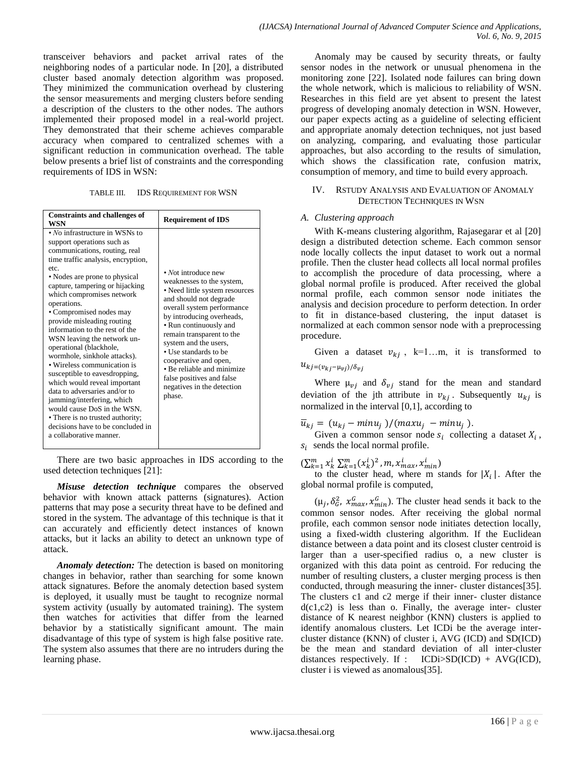transceiver behaviors and packet arrival rates of the neighboring nodes of a particular node. In [20], a distributed cluster based anomaly detection algorithm was proposed. They minimized the communication overhead by clustering the sensor measurements and merging clusters before sending a description of the clusters to the other nodes. The authors implemented their proposed model in a real-world project. They demonstrated that their scheme achieves comparable accuracy when compared to centralized schemes with a significant reduction in communication overhead. The table below presents a brief list of constraints and the corresponding requirements of IDS in WSN:

TABLE III. IDS REQUIREMENT FOR WSN

| Constraints and challenges of WSN | Requirement of IDS |
|---|---|
| • No infrastructure in WSNs to support operations such as communications, routing, real time traffic analysis, encryption, etc.<br>• Nodes are prone to physical capture, tampering or hijacking which compromises network operations.<br>• Compromised nodes may provide misleading routing information to the rest of the WSN leaving the network un-operational (blackhole, wormhole, sinkhole attacks).<br>• Wireless communication is susceptible to eavesdropping, which would reveal important data to adversaries and/or to jamming/interfering, which would cause DoS in the WSN.<br>• There is no trusted authority; decisions have to be concluded in a collaborative manner. | • Not introduce new weaknesses to the system,<br>• Need little system resources and should not degrade overall system performance by introducing overheads,<br>• Run continuously and remain transparent to the system and the users,<br>• Use standards to be cooperative and open,<br>• Be reliable and minimize false positives and false negatives in the detection phase. |

There are two basic approaches in IDS according to the used detection techniques [21]:

***Misuse detection technique*** compares the observed behavior with known attack patterns (signatures). Action patterns that may pose a security threat have to be defined and stored in the system. The advantage of this technique is that it can accurately and efficiently detect instances of known attacks, but it lacks an ability to detect an unknown type of attack.

***Anomaly detection:*** The detection is based on monitoring changes in behavior, rather than searching for some known attack signatures. Before the anomaly detection based system is deployed, it usually must be taught to recognize normal system activity (usually by automated training). The system then watches for activities that differ from the learned behavior by a statistically significant amount. The main disadvantage of this type of system is high false positive rate. The system also assumes that there are no intruders during the learning phase.

Anomaly may be caused by security threats, or faulty sensor nodes in the network or unusual phenomena in the monitoring zone [22]. Isolated node failures can bring down the whole network, which is malicious to reliability of WSN. Researches in this field are yet absent to present the latest progress of developing anomaly detection in WSN. However, our paper expects acting as a guideline of selecting efficient and appropriate anomaly detection techniques, not just based on analyzing, comparing, and evaluating those particular approaches, but also according to the results of simulation, which shows the classification rate, confusion matrix, consumption of memory, and time to build every approach.

## IV. RSTUDY ANALYSIS AND EVALUATION OF ANOMALY DETECTION TECHNIQUES IN WSN

### A. Clustering approach

With K-means clustering algorithm, Rajasegarar et al [20] design a distributed detection scheme. Each common sensor node locally collects the input dataset to work out a normal profile. Then the cluster head collects all local normal profiles to accomplish the procedure of data processing, where a global normal profile is produced. After received the global normal profile, each common sensor node initiates the analysis and decision procedure to perform detection. In order to fit in distance-based clustering, the input dataset is normalized at each common sensor node with a preprocessing procedure.

Given a dataset $v_{kj}$ , k=1…m, it is transformed to $u_{kj=(v_{kj}-\mu_{vj})/\delta_{vj}}$

Where $\mu_{vj}$ and $\delta_{vj}$ stand for the mean and standard deviation of the jth attribute in $v_{kj}$. Subsequently $u_{kj}$ is normalized in the interval [0,1], according to

$\bar{u}_{kj} = (u_{kj} - minu_j)/(maxu_j - minu_j)$.

Given a common sensor node $s_i$ collecting a dataset $X_i$, $s_i$ sends the local normal profile.

$(\sum_{k=1}^{m} x_k^i \sum_{k=1}^{m} (x_k^i)^2, m, x_{max}^i, x_{min}^i)$

to the cluster head, where m stands for $|X_i|$. After the global normal profile is computed,

$(\mu_j, \delta_G^2, x_{max}^G, x_{min}^G)$. The cluster head sends it back to the common sensor nodes. After receiving the global normal profile, each common sensor node initiates detection locally, using a fixed-width clustering algorithm. If the Euclidean distance between a data point and its closest cluster centroid is larger than a user-specified radius o, a new cluster is organized with this data point as centroid. For reducing the number of resulting clusters, a cluster merging process is then conducted, through measuring the inner- cluster distances[35]. The clusters c1 and c2 merge if their inner- cluster distance d(c1,c2) is less than o. Finally, the average inter- cluster distance of K nearest neighbor (KNN) clusters is applied to identify anomalous clusters. Let ICDi be the average inter-cluster distance (KNN) of cluster i, AVG (ICD) and SD(ICD) be the mean and standard deviation of all inter-cluster distances respectively. If : ICDi>SD(ICD) + AVG(ICD), cluster i is viewed as anomalous[35].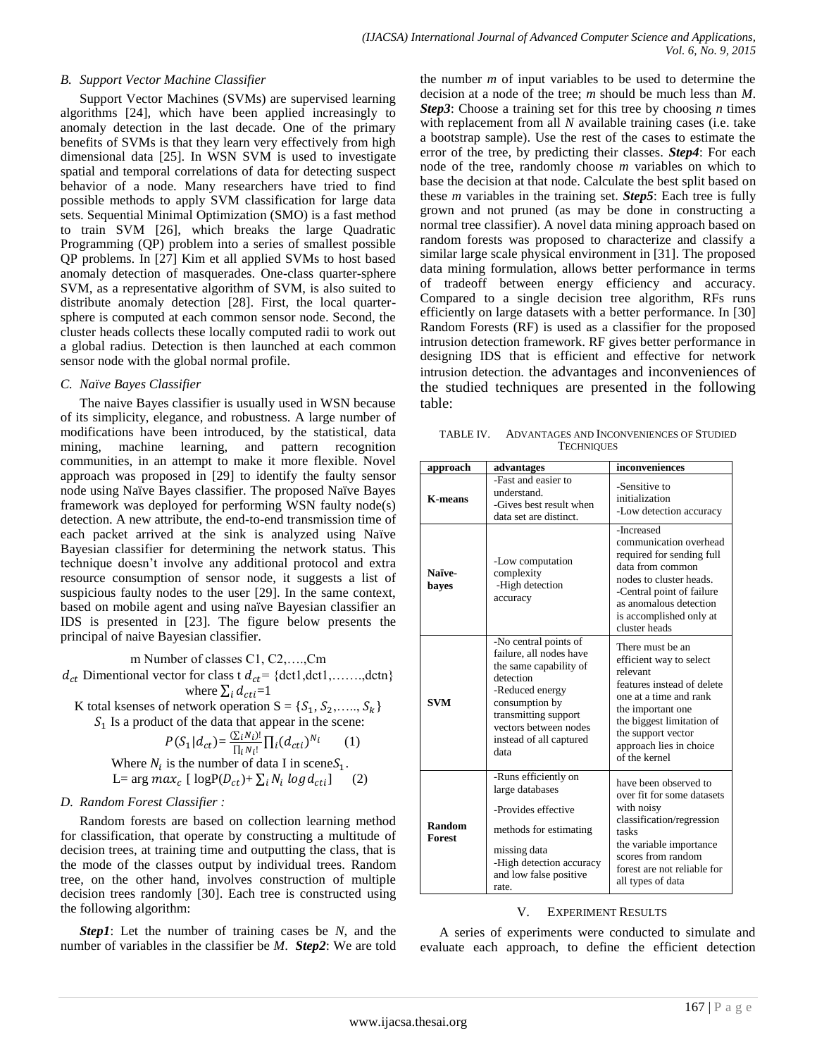### B. Support Vector Machine Classifier

Support Vector Machines (SVMs) are supervised learning algorithms [24], which have been applied increasingly to anomaly detection in the last decade. One of the primary benefits of SVMs is that they learn very effectively from high dimensional data [25]. In WSN SVM is used to investigate spatial and temporal correlations of data for detecting suspect behavior of a node. Many researchers have tried to find possible methods to apply SVM classification for large data sets. Sequential Minimal Optimization (SMO) is a fast method to train SVM [26], which breaks the large Quadratic Programming (QP) problem into a series of smallest possible QP problems. In [27] Kim et all applied SVMs to host based anomaly detection of masquerades. One-class quarter-sphere SVM, as a representative algorithm of SVM, is also suited to distribute anomaly detection [28]. First, the local quarter-sphere is computed at each common sensor node. Second, the cluster heads collects these locally computed radii to work out a global radius. Detection is then launched at each common sensor node with the global normal profile.

### C. Naïve Bayes Classifier

The naive Bayes classifier is usually used in WSN because of its simplicity, elegance, and robustness. A large number of modifications have been introduced, by the statistical, data mining, machine learning, and pattern recognition communities, in an attempt to make it more flexible. Novel approach was proposed in [29] to identify the faulty sensor node using Naïve Bayes classifier. The proposed Naïve Bayes framework was deployed for performing WSN faulty node(s) detection. A new attribute, the end-to-end transmission time of each packet arrived at the sink is analyzed using Naïve Bayesian classifier for determining the network status. This technique doesn't involve any additional protocol and extra resource consumption of sensor node, it suggests a list of suspicious faulty nodes to the user [29]. In the same context, based on mobile agent and using naïve Bayesian classifier an IDS is presented in [23]. The figure below presents the principal of naive Bayesian classifier.

m Number of classes C1, C2,….,Cm

$d_{ct}$ Dimentional vector for class t $d_{ct}$= {dct1,dct1,…….,dctn} where $\sum_i d_{cti}$=1

K total ksenses of network operation S = {$S_1$, $S_2$,….., $S_k$}

$S_1$ Is a product of the data that appear in the scene:

$$P(S_1|d_{ct})= \frac{(\sum_i N_i)!}{\prod_i N_i!} \prod_i (d_{cti})^{N_i} \qquad (1)$$

Where $N_i$ is the number of data I in scene$S_1$.

$$\text{L}= \arg max_c \; [\, \log \text{P}(D_{ct}) + \sum_i N_i \; log\, d_{cti}] \qquad (2)$$

### D. Random Forest Classifier :

Random forests are based on collection learning method for classification, that operate by constructing a multitude of decision trees, at training time and outputting the class, that is the mode of the classes output by individual trees. Random tree, on the other hand, involves construction of multiple decision trees randomly [30]. Each tree is constructed using the following algorithm:

***Step1***: Let the number of training cases be *N*, and the number of variables in the classifier be *M*. ***Step2***: We are told the number *m* of input variables to be used to determine the decision at a node of the tree; *m* should be much less than *M*. ***Step3***: Choose a training set for this tree by choosing *n* times with replacement from all *N* available training cases (i.e. take a bootstrap sample). Use the rest of the cases to estimate the error of the tree, by predicting their classes. ***Step4***: For each node of the tree, randomly choose *m* variables on which to base the decision at that node. Calculate the best split based on these *m* variables in the training set. ***Step5***: Each tree is fully grown and not pruned (as may be done in constructing a normal tree classifier). A novel data mining approach based on random forests was proposed to characterize and classify a similar large scale physical environment in [31]. The proposed data mining formulation, allows better performance in terms of tradeoff between energy efficiency and accuracy. Compared to a single decision tree algorithm, RFs runs efficiently on large datasets with a better performance. In [30] Random Forests (RF) is used as a classifier for the proposed intrusion detection framework. RF gives better performance in designing IDS that is efficient and effective for network intrusion detection. the advantages and inconveniences of the studied techniques are presented in the following table:

TABLE IV. ADVANTAGES AND INCONVENIENCES OF STUDIED TECHNIQUES

| approach | advantages | inconveniences |
|---|---|---|
| **K-means** | -Fast and easier to understand. -Gives best result when data set are distinct. | -Sensitive to initialization -Low detection accuracy |
| **Naïve-bayes** | -Low computation complexity -High detection accuracy | -Increased communication overhead required for sending full data from common nodes to cluster heads. -Central point of failure as anomalous detection is accomplished only at cluster heads |
| **SVM** | -No central points of failure, all nodes have the same capability of detection -Reduced energy consumption by transmitting support vectors between nodes instead of all captured data | There must be an efficient way to select relevant features instead of delete one at a time and rank the important one the biggest limitation of the support vector approach lies in choice of the kernel |
| **Random Forest** | -Runs efficiently on large databases -Provides effective methods for estimating missing data -High detection accuracy and low false positive rate. | have been observed to over fit for some datasets with noisy classification/regression tasks the variable importance scores from random forest are not reliable for all types of data |

## V. EXPERIMENT RESULTS

A series of experiments were conducted to simulate and evaluate each approach, to define the efficient detection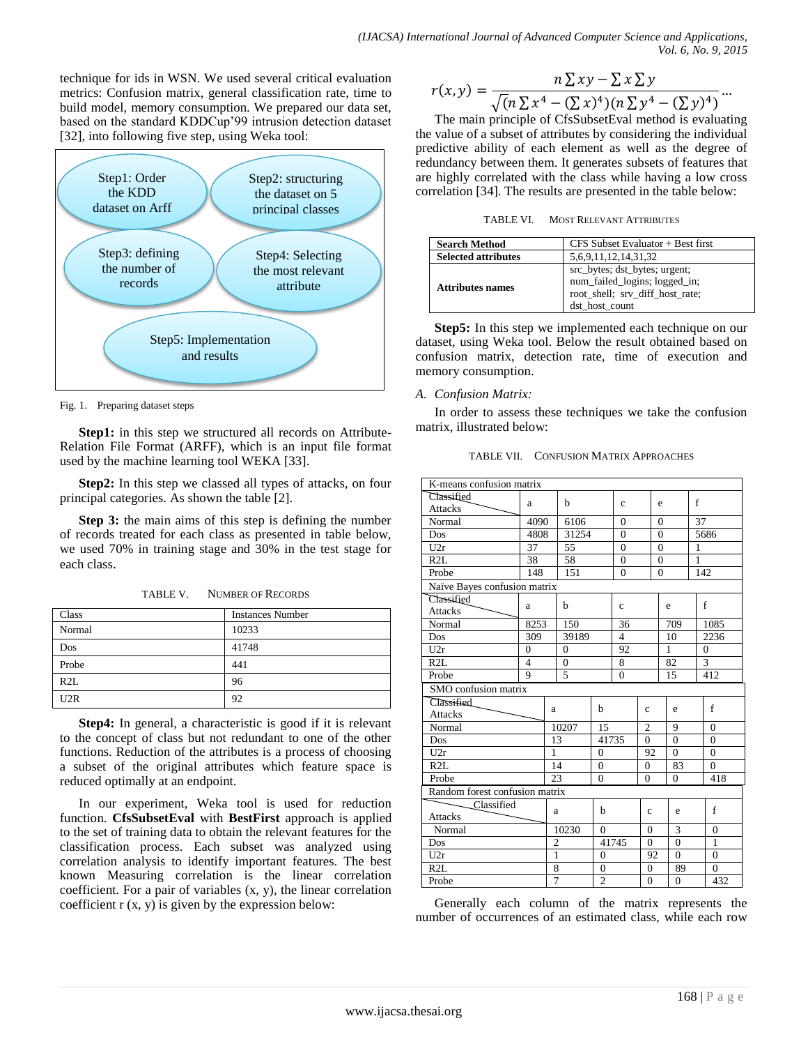technique for ids in WSN. We used several critical evaluation metrics: Confusion matrix, general classification rate, time to build model, memory consumption. We prepared our data set, based on the standard KDDCup'99 intrusion detection dataset [32], into following five step, using Weka tool:

Step1: Order the KDD dataset on Arff

Step2: structuring the dataset on 5 principal classes

Step3: defining the number of records

Step4: Selecting the most relevant attribute

Step5: Implementation and results

Fig. 1. Preparing dataset steps

**Step1:** in this step we structured all records on Attribute-Relation File Format (ARFF), which is an input file format used by the machine learning tool WEKA [33].

**Step2:** In this step we classed all types of attacks, on four principal categories. As shown the table [2].

**Step 3:** the main aims of this step is defining the number of records treated for each class as presented in table below, we used 70% in training stage and 30% in the test stage for each class.

TABLE V. NUMBER OF RECORDS

| Class | Instances Number |
|---|---|
| Normal | 10233 |
| Dos | 41748 |
| Probe | 441 |
| R2L | 96 |
| U2R | 92 |

**Step4:** In general, a characteristic is good if it is relevant to the concept of class but not redundant to one of the other functions. Reduction of the attributes is a process of choosing a subset of the original attributes which feature space is reduced optimally at an endpoint.

In our experiment, Weka tool is used for reduction function. **CfsSubsetEval** with **BestFirst** approach is applied to the set of training data to obtain the relevant features for the classification process. Each subset was analyzed using correlation analysis to identify important features. The best known Measuring correlation is the linear correlation coefficient. For a pair of variables (x, y), the linear correlation coefficient r (x, y) is given by the expression below:

$$r(x,y) = \frac{n\sum xy - \sum x \sum y}{\sqrt{(n\sum x^4 - (\sum x)^4)(n\sum y^4 - (\sum y)^4)}} \dots$$

The main principle of CfsSubsetEval method is evaluating the value of a subset of attributes by considering the individual predictive ability of each element as well as the degree of redundancy between them. It generates subsets of features that are highly correlated with the class while having a low cross correlation [34]. The results are presented in the table below:

TABLE VI. MOST RELEVANT ATTRIBUTES

| **Search Method** | CFS Subset Evaluator + Best first |
|---|---|
| **Selected attributes** | 5,6,9,11,12,14,31,32 |
| **Attributes names** | src_bytes; dst_bytes; urgent; num_failed_logins; logged_in; root_shell; srv_diff_host_rate; dst_host_count |

**Step5:** In this step we implemented each technique on our dataset, using Weka tool. Below the result obtained based on confusion matrix, detection rate, time of execution and memory consumption.

### *A. Confusion Matrix:*

In order to assess these techniques we take the confusion matrix, illustrated below:

TABLE VII. CONFUSION MATRIX APPROACHES

| K-means confusion matrix | | | | | |
|---|---|---|---|---|---|
| Classified / Attacks | a | b | c | e | f |
| Normal | 4090 | 6106 | 0 | 0 | 37 |
| Dos | 4808 | 31254 | 0 | 0 | 5686 |
| U2r | 37 | 55 | 0 | 0 | 1 |
| R2L | 38 | 58 | 0 | 0 | 1 |
| Probe | 148 | 151 | 0 | 0 | 142 |
| **Naïve Bayes confusion matrix** | | | | | |
| Classified / Attacks | a | b | c | e | f |
| Normal | 8253 | 150 | 36 | 709 | 1085 |
| Dos | 309 | 39189 | 4 | 10 | 2236 |
| U2r | 0 | 0 | 92 | 1 | 0 |
| R2L | 4 | 0 | 8 | 82 | 3 |
| Probe | 9 | 5 | 0 | 15 | 412 |
| **SMO confusion matrix** | | | | | |
| Classified / Attacks | a | b | c | e | f |
| Normal | 10207 | 15 | 2 | 9 | 0 |
| Dos | 13 | 41735 | 0 | 0 | 0 |
| U2r | 1 | 0 | 92 | 0 | 0 |
| R2L | 14 | 0 | 0 | 83 | 0 |
| Probe | 23 | 0 | 0 | 0 | 418 |
| **Random forest confusion matrix** | | | | | |
| Classified / Attacks | a | b | c | e | f |
| Normal | 10230 | 0 | 0 | 3 | 0 |
| Dos | 2 | 41745 | 0 | 0 | 1 |
| U2r | 1 | 0 | 92 | 0 | 0 |
| R2L | 8 | 0 | 0 | 89 | 0 |
| Probe | 7 | 2 | 0 | 0 | 432 |

Generally each column of the matrix represents the number of occurrences of an estimated class, while each row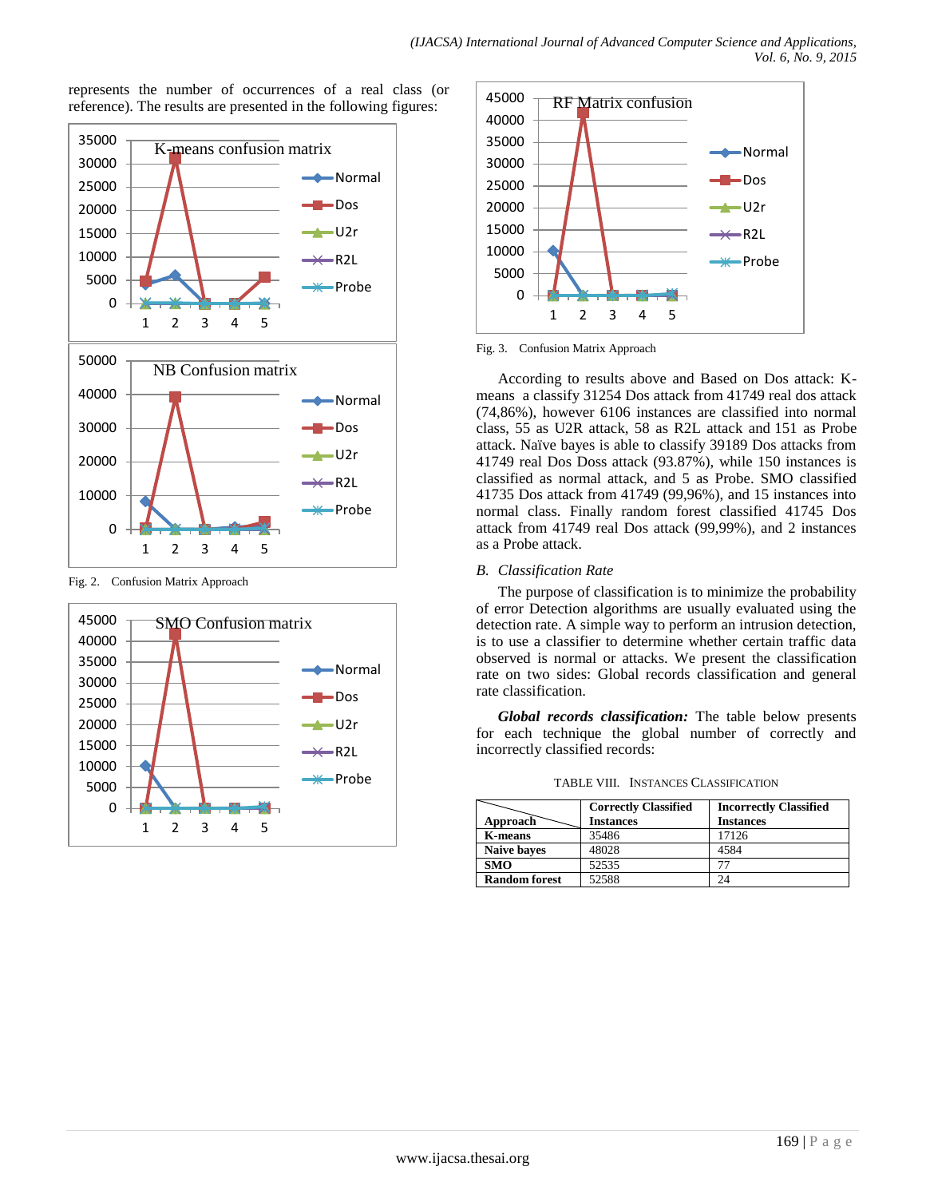represents the number of occurrences of a real class (or reference). The results are presented in the following figures:

Fig. 2. Confusion Matrix Approach

Fig. 3. Confusion Matrix Approach

According to results above and Based on Dos attack: K-means a classify 31254 Dos attack from 41749 real dos attack (74,86%), however 6106 instances are classified into normal class, 55 as U2R attack, 58 as R2L attack and 151 as Probe attack. Naïve bayes is able to classify 39189 Dos attacks from 41749 real Dos Doss attack (93.87%), while 150 instances is classified as normal attack, and 5 as Probe. SMO classified 41735 Dos attack from 41749 (99,96%), and 15 instances into normal class. Finally random forest classified 41745 Dos attack from 41749 real Dos attack (99,99%), and 2 instances as a Probe attack.

### B. Classification Rate

The purpose of classification is to minimize the probability of error Detection algorithms are usually evaluated using the detection rate. A simple way to perform an intrusion detection, is to use a classifier to determine whether certain traffic data observed is normal or attacks. We present the classification rate on two sides: Global records classification and general rate classification.

***Global records classification:*** The table below presents for each technique the global number of correctly and incorrectly classified records:

TABLE VIII. INSTANCES CLASSIFICATION

| Approach | Correctly Classified Instances | Incorrectly Classified Instances |
|---|---|---|
| **K-means** | 35486 | 17126 |
| **Naive bayes** | 48028 | 4584 |
| **SMO** | 52535 | 77 |
| **Random forest** | 52588 | 24 |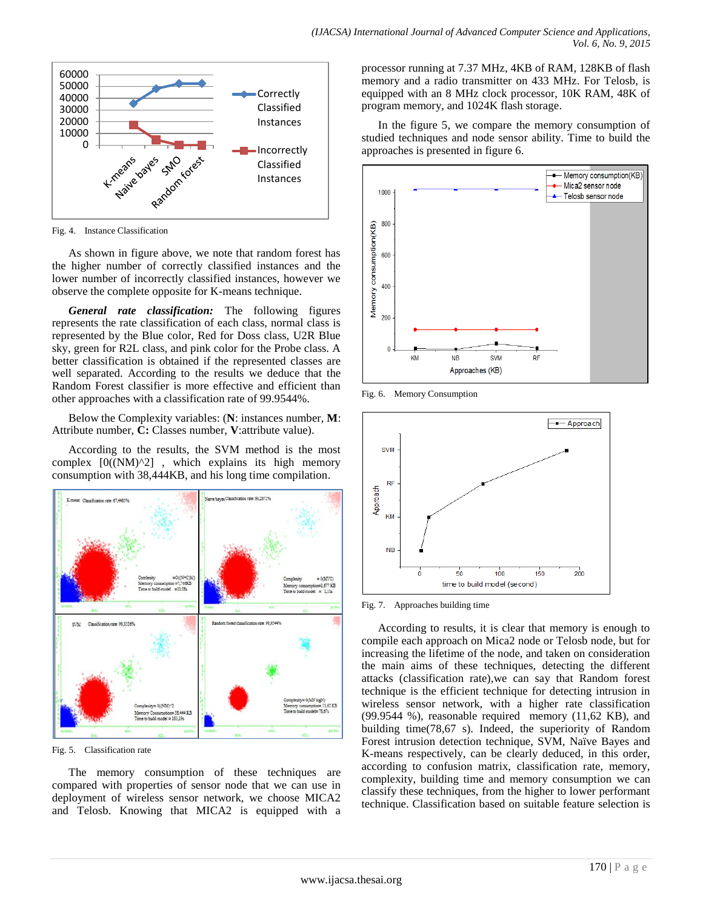Fig. 4. Instance Classification

As shown in figure above, we note that random forest has the higher number of correctly classified instances and the lower number of incorrectly classified instances, however we observe the complete opposite for K-means technique.

***General rate classification:*** The following figures represents the rate classification of each class, normal class is represented by the Blue color, Red for Doss class, U2R Blue sky, green for R2L class, and pink color for the Probe class. A better classification is obtained if the represented classes are well separated. According to the results we deduce that the Random Forest classifier is more effective and efficient than other approaches with a classification rate of 99.9544%.

Below the Complexity variables: (**N**: instances number, **M**: Attribute number, **C:** Classes number, **V**:attribute value).

According to the results, the SVM method is the most complex [0((NM)^2] , which explains its high memory consumption with 38,444KB, and his long time compilation.

Fig. 5. Classification rate

The memory consumption of these techniques are compared with properties of sensor node that we can use in deployment of wireless sensor network, we choose MICA2 and Telosb. Knowing that MICA2 is equipped with a processor running at 7.37 MHz, 4KB of RAM, 128KB of flash memory and a radio transmitter on 433 MHz. For Telosb, is equipped with an 8 MHz clock processor, 10K RAM, 48K of program memory, and 1024K flash storage.

In the figure 5, we compare the memory consumption of studied techniques and node sensor ability. Time to build the approaches is presented in figure 6.

Fig. 6. Memory Consumption

Fig. 7. Approaches building time

According to results, it is clear that memory is enough to compile each approach on Mica2 node or Telosb node, but for increasing the lifetime of the node, and taken on consideration the main aims of these techniques, detecting the different attacks (classification rate),we can say that Random forest technique is the efficient technique for detecting intrusion in wireless sensor network, with a higher rate classification (99.9544 %), reasonable required memory (11,62 KB), and building time(78,67 s). Indeed, the superiority of Random Forest intrusion detection technique, SVM, Naïve Bayes and K-means respectively, can be clearly deduced, in this order, according to confusion matrix, classification rate, memory, complexity, building time and memory consumption we can classify these techniques, from the higher to lower performant technique. Classification based on suitable feature selection is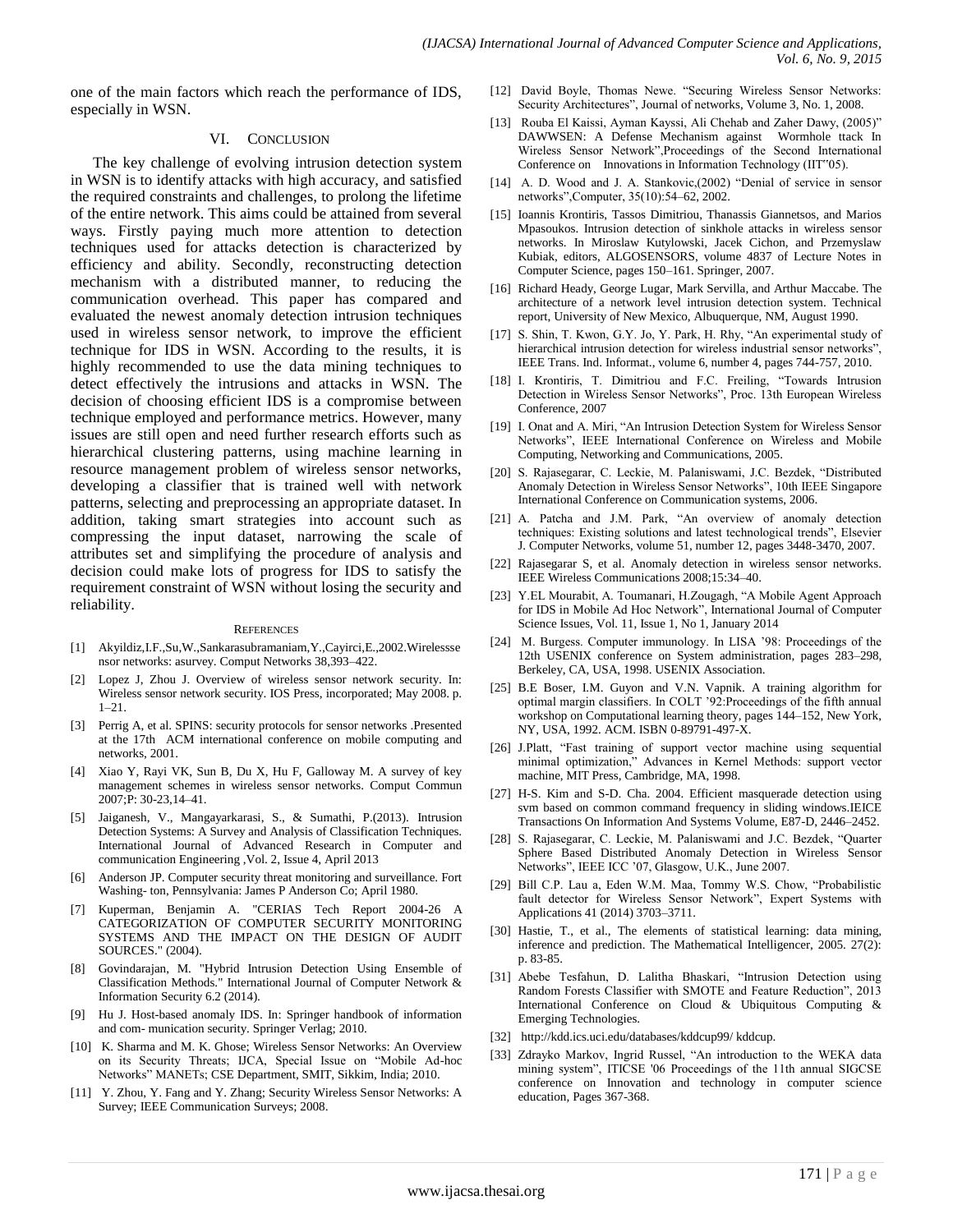one of the main factors which reach the performance of IDS, especially in WSN.

## VI. Conclusion

The key challenge of evolving intrusion detection system in WSN is to identify attacks with high accuracy, and satisfied the required constraints and challenges, to prolong the lifetime of the entire network. This aims could be attained from several ways. Firstly paying much more attention to detection techniques used for attacks detection is characterized by efficiency and ability. Secondly, reconstructing detection mechanism with a distributed manner, to reducing the communication overhead. This paper has compared and evaluated the newest anomaly detection intrusion techniques used in wireless sensor network, to improve the efficient technique for IDS in WSN. According to the results, it is highly recommended to use the data mining techniques to detect effectively the intrusions and attacks in WSN. The decision of choosing efficient IDS is a compromise between technique employed and performance metrics. However, many issues are still open and need further research efforts such as hierarchical clustering patterns, using machine learning in resource management problem of wireless sensor networks, developing a classifier that is trained well with network patterns, selecting and preprocessing an appropriate dataset. In addition, taking smart strategies into account such as compressing the input dataset, narrowing the scale of attributes set and simplifying the procedure of analysis and decision could make lots of progress for IDS to satisfy the requirement constraint of WSN without losing the security and reliability.

## References

[1] Akyildiz,I.F.,Su,W.,Sankarasubramaniam,Y.,Cayirci,E.,2002.Wirelesssensor networks: asurvey. Comput Networks 38,393–422.

[2] Lopez J, Zhou J. Overview of wireless sensor network security. In: Wireless sensor network security. IOS Press, incorporated; May 2008. p. 1–21.

[3] Perrig A, et al. SPINS: security protocols for sensor networks .Presented at the 17th ACM international conference on mobile computing and networks, 2001.

[4] Xiao Y, Rayi VK, Sun B, Du X, Hu F, Galloway M. A survey of key management schemes in wireless sensor networks. Comput Commun 2007;P: 30-23,14–41.

[5] Jaiganesh, V., Mangayarkarasi, S., & Sumathi, P.(2013). Intrusion Detection Systems: A Survey and Analysis of Classification Techniques. International Journal of Advanced Research in Computer and communication Engineering ,Vol. 2, Issue 4, April 2013

[6] Anderson JP. Computer security threat monitoring and surveillance. Fort Washing- ton, Pennsylvania: James P Anderson Co; April 1980.

[7] Kuperman, Benjamin A. "CERIAS Tech Report 2004-26 A CATEGORIZATION OF COMPUTER SECURITY MONITORING SYSTEMS AND THE IMPACT ON THE DESIGN OF AUDIT SOURCES." (2004).

[8] Govindarajan, M. "Hybrid Intrusion Detection Using Ensemble of Classification Methods." International Journal of Computer Network & Information Security 6.2 (2014).

[9] Hu J. Host-based anomaly IDS. In: Springer handbook of information and com- munication security. Springer Verlag; 2010.

[10] K. Sharma and M. K. Ghose; Wireless Sensor Networks: An Overview on its Security Threats; IJCA, Special Issue on "Mobile Ad-hoc Networks" MANETs; CSE Department, SMIT, Sikkim, India; 2010.

[11] Y. Zhou, Y. Fang and Y. Zhang; Security Wireless Sensor Networks: A Survey; IEEE Communication Surveys; 2008.

[12] David Boyle, Thomas Newe. "Securing Wireless Sensor Networks: Security Architectures", Journal of networks, Volume 3, No. 1, 2008.

[13] Rouba El Kaissi, Ayman Kayssi, Ali Chehab and Zaher Dawy, (2005)" DAWWSEN: A Defense Mechanism against Wormhole ttack In Wireless Sensor Network",Proceedings of the Second International Conference on Innovations in Information Technology (IIT"05).

[14] A. D. Wood and J. A. Stankovic,(2002) "Denial of service in sensor networks",Computer, 35(10):54–62, 2002.

[15] Ioannis Krontiris, Tassos Dimitriou, Thanassis Giannetsos, and Marios Mpasoukos. Intrusion detection of sinkhole attacks in wireless sensor networks. In Miroslaw Kutylowski, Jacek Cichon, and Przemyslaw Kubiak, editors, ALGOSENSORS, volume 4837 of Lecture Notes in Computer Science, pages 150–161. Springer, 2007.

[16] Richard Heady, George Lugar, Mark Servilla, and Arthur Maccabe. The architecture of a network level intrusion detection system. Technical report, University of New Mexico, Albuquerque, NM, August 1990.

[17] S. Shin, T. Kwon, G.Y. Jo, Y. Park, H. Rhy, "An experimental study of hierarchical intrusion detection for wireless industrial sensor networks", IEEE Trans. Ind. Informat., volume 6, number 4, pages 744-757, 2010.

[18] I. Krontiris, T. Dimitriou and F.C. Freiling, "Towards Intrusion Detection in Wireless Sensor Networks", Proc. 13th European Wireless Conference, 2007

[19] I. Onat and A. Miri, "An Intrusion Detection System for Wireless Sensor Networks", IEEE International Conference on Wireless and Mobile Computing, Networking and Communications, 2005.

[20] S. Rajasegarar, C. Leckie, M. Palaniswami, J.C. Bezdek, "Distributed Anomaly Detection in Wireless Sensor Networks", 10th IEEE Singapore International Conference on Communication systems, 2006.

[21] A. Patcha and J.M. Park, "An overview of anomaly detection techniques: Existing solutions and latest technological trends", Elsevier J. Computer Networks, volume 51, number 12, pages 3448-3470, 2007.

[22] Rajasegarar S, et al. Anomaly detection in wireless sensor networks. IEEE Wireless Communications 2008;15:34–40.

[23] Y.EL Mourabit, A. Toumanari, H.Zougagh, "A Mobile Agent Approach for IDS in Mobile Ad Hoc Network", International Journal of Computer Science Issues, Vol. 11, Issue 1, No 1, January 2014

[24] M. Burgess. Computer immunology. In LISA '98: Proceedings of the 12th USENIX conference on System administration, pages 283–298, Berkeley, CA, USA, 1998. USENIX Association.

[25] B.E Boser, I.M. Guyon and V.N. Vapnik. A training algorithm for optimal margin classifiers. In COLT '92:Proceedings of the fifth annual workshop on Computational learning theory, pages 144–152, New York, NY, USA, 1992. ACM. ISBN 0-89791-497-X.

[26] J.Platt, "Fast training of support vector machine using sequential minimal optimization," Advances in Kernel Methods: support vector machine, MIT Press, Cambridge, MA, 1998.

[27] H-S. Kim and S-D. Cha. 2004. Efficient masquerade detection using svm based on common command frequency in sliding windows.IEICE Transactions On Information And Systems Volume, E87-D, 2446–2452.

[28] S. Rajasegarar, C. Leckie, M. Palaniswami and J.C. Bezdek, "Quarter Sphere Based Distributed Anomaly Detection in Wireless Sensor Networks", IEEE ICC '07, Glasgow, U.K., June 2007.

[29] Bill C.P. Lau a, Eden W.M. Maa, Tommy W.S. Chow, "Probabilistic fault detector for Wireless Sensor Network", Expert Systems with Applications 41 (2014) 3703–3711.

[30] Hastie, T., et al., The elements of statistical learning: data mining, inference and prediction. The Mathematical Intelligencer, 2005. 27(2): p. 83-85.

[31] Abebe Tesfahun, D. Lalitha Bhaskari, "Intrusion Detection using Random Forests Classifier with SMOTE and Feature Reduction", 2013 International Conference on Cloud & Ubiquitous Computing & Emerging Technologies.

[32] http://kdd.ics.uci.edu/databases/kddcup99/ kddcup.

[33] Zdrayko Markov, Ingrid Russel, "An introduction to the WEKA data mining system", ITICSE '06 Proceedings of the 11th annual SIGCSE conference on Innovation and technology in computer science education, Pages 367-368.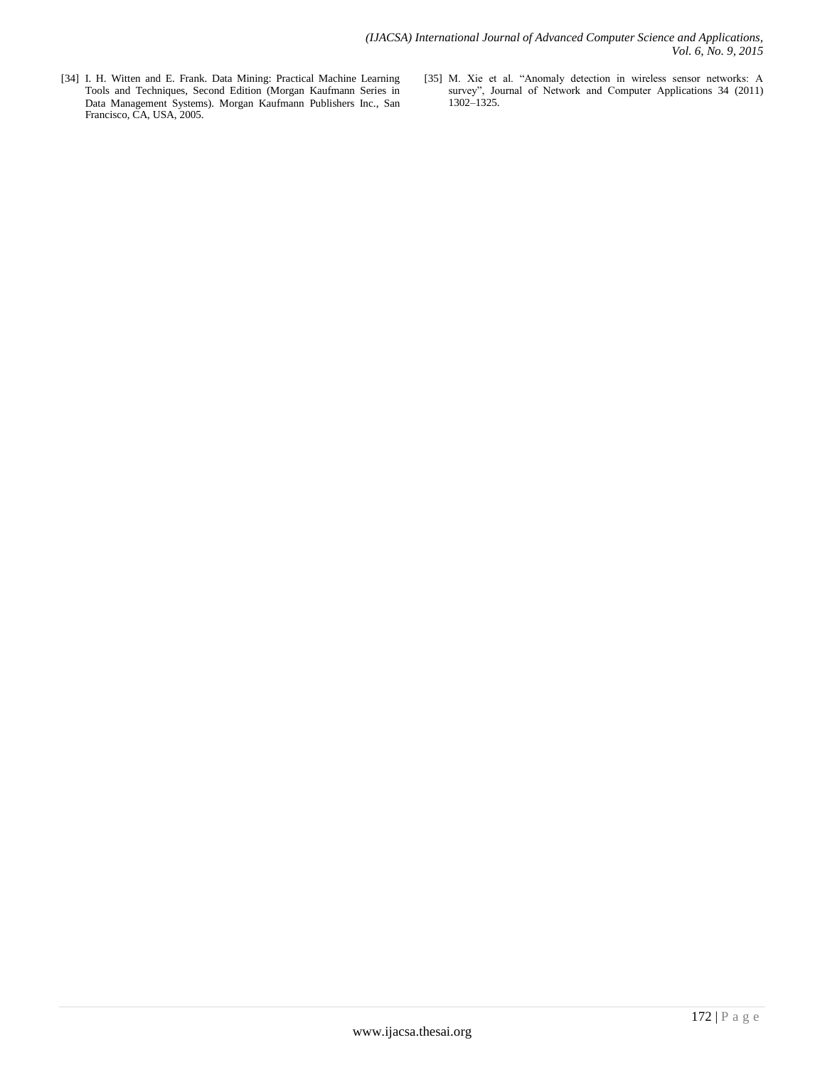[34] I. H. Witten and E. Frank. Data Mining: Practical Machine Learning Tools and Techniques, Second Edition (Morgan Kaufmann Series in Data Management Systems). Morgan Kaufmann Publishers Inc., San Francisco, CA, USA, 2005.

[35] M. Xie et al. "Anomaly detection in wireless sensor networks: A survey", Journal of Network and Computer Applications 34 (2011) 1302–1325.